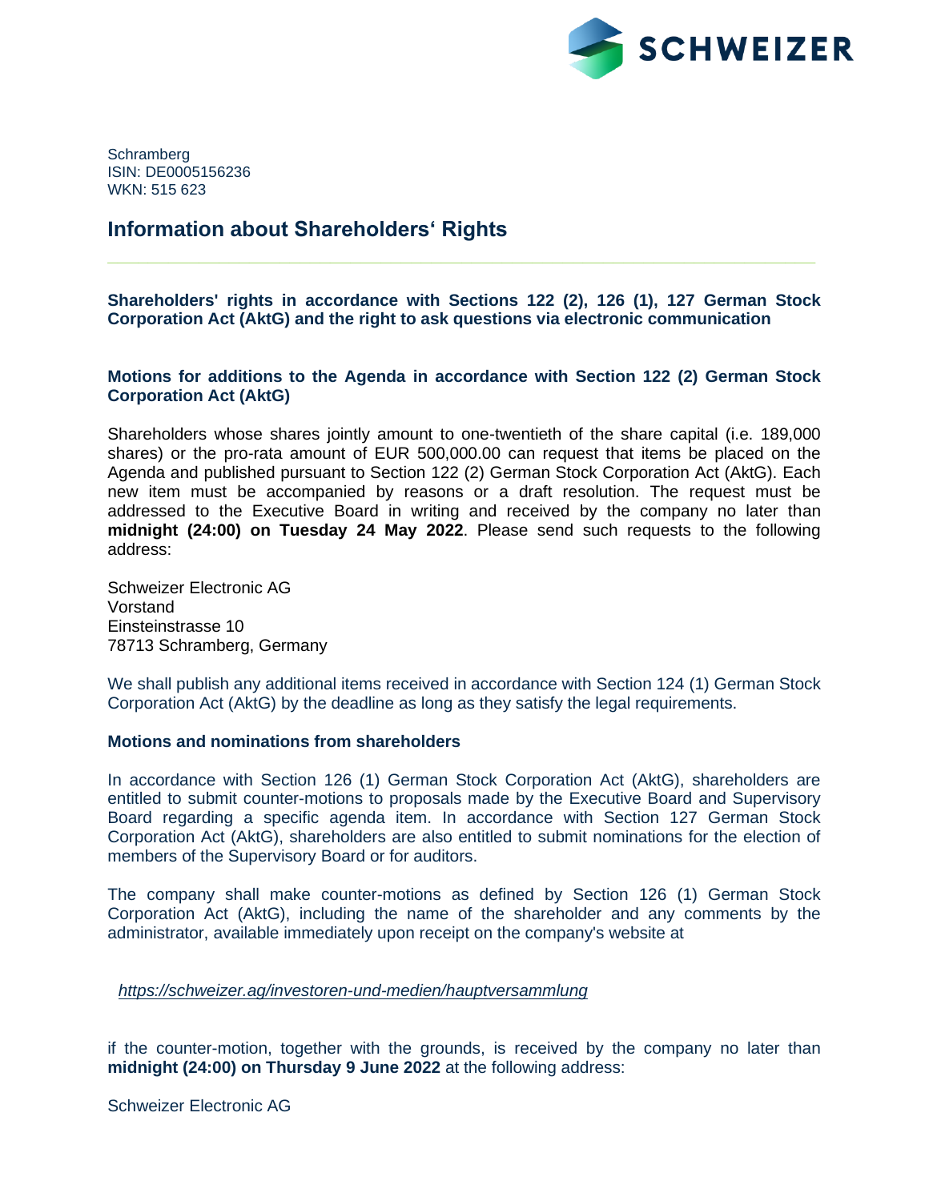Schramberg
ISIN: DE0005156236
WKN: 515 623

# Information about Shareholders' Rights

**Shareholders' rights in accordance with Sections 122 (2), 126 (1), 127 German Stock Corporation Act (AktG) and the right to ask questions via electronic communication**

**Motions for additions to the Agenda in accordance with Section 122 (2) German Stock Corporation Act (AktG)**

Shareholders whose shares jointly amount to one-twentieth of the share capital (i.e. 189,000 shares) or the pro-rata amount of EUR 500,000.00 can request that items be placed on the Agenda and published pursuant to Section 122 (2) German Stock Corporation Act (AktG). Each new item must be accompanied by reasons or a draft resolution. The request must be addressed to the Executive Board in writing and received by the company no later than **midnight (24:00) on Tuesday 24 May 2022**. Please send such requests to the following address:

Schweizer Electronic AG
Vorstand
Einsteinstrasse 10
78713 Schramberg, Germany

We shall publish any additional items received in accordance with Section 124 (1) German Stock Corporation Act (AktG) by the deadline as long as they satisfy the legal requirements.

**Motions and nominations from shareholders**

In accordance with Section 126 (1) German Stock Corporation Act (AktG), shareholders are entitled to submit counter-motions to proposals made by the Executive Board and Supervisory Board regarding a specific agenda item. In accordance with Section 127 German Stock Corporation Act (AktG), shareholders are also entitled to submit nominations for the election of members of the Supervisory Board or for auditors.

The company shall make counter-motions as defined by Section 126 (1) German Stock Corporation Act (AktG), including the name of the shareholder and any comments by the administrator, available immediately upon receipt on the company's website at

*https://schweizer.ag/investoren-und-medien/hauptversammlung*

if the counter-motion, together with the grounds, is received by the company no later than **midnight (24:00) on Thursday 9 June 2022** at the following address:

Schweizer Electronic AG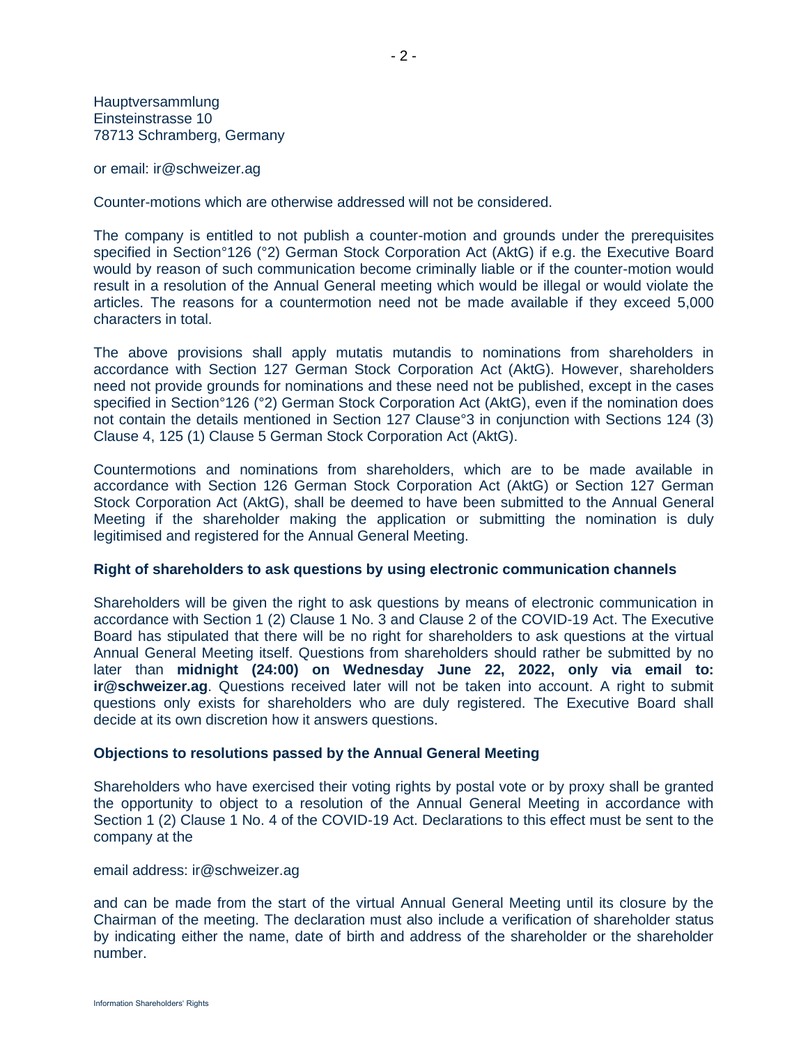Hauptversammlung
Einsteinstrasse 10
78713 Schramberg, Germany

or email: ir@schweizer.ag

Counter-motions which are otherwise addressed will not be considered.

The company is entitled to not publish a counter-motion and grounds under the prerequisites specified in Section°126 (°2) German Stock Corporation Act (AktG) if e.g. the Executive Board would by reason of such communication become criminally liable or if the counter-motion would result in a resolution of the Annual General meeting which would be illegal or would violate the articles. The reasons for a countermotion need not be made available if they exceed 5,000 characters in total.

The above provisions shall apply mutatis mutandis to nominations from shareholders in accordance with Section 127 German Stock Corporation Act (AktG). However, shareholders need not provide grounds for nominations and these need not be published, except in the cases specified in Section°126 (°2) German Stock Corporation Act (AktG), even if the nomination does not contain the details mentioned in Section 127 Clause°3 in conjunction with Sections 124 (3) Clause 4, 125 (1) Clause 5 German Stock Corporation Act (AktG).

Countermotions and nominations from shareholders, which are to be made available in accordance with Section 126 German Stock Corporation Act (AktG) or Section 127 German Stock Corporation Act (AktG), shall be deemed to have been submitted to the Annual General Meeting if the shareholder making the application or submitting the nomination is duly legitimised and registered for the Annual General Meeting.

**Right of shareholders to ask questions by using electronic communication channels**

Shareholders will be given the right to ask questions by means of electronic communication in accordance with Section 1 (2) Clause 1 No. 3 and Clause 2 of the COVID-19 Act. The Executive Board has stipulated that there will be no right for shareholders to ask questions at the virtual Annual General Meeting itself. Questions from shareholders should rather be submitted by no later than **midnight (24:00) on Wednesday June 22, 2022, only via email to: ir@schweizer.ag**. Questions received later will not be taken into account. A right to submit questions only exists for shareholders who are duly registered. The Executive Board shall decide at its own discretion how it answers questions.

**Objections to resolutions passed by the Annual General Meeting**

Shareholders who have exercised their voting rights by postal vote or by proxy shall be granted the opportunity to object to a resolution of the Annual General Meeting in accordance with Section 1 (2) Clause 1 No. 4 of the COVID-19 Act. Declarations to this effect must be sent to the company at the

email address: ir@schweizer.ag

and can be made from the start of the virtual Annual General Meeting until its closure by the Chairman of the meeting. The declaration must also include a verification of shareholder status by indicating either the name, date of birth and address of the shareholder or the shareholder number.